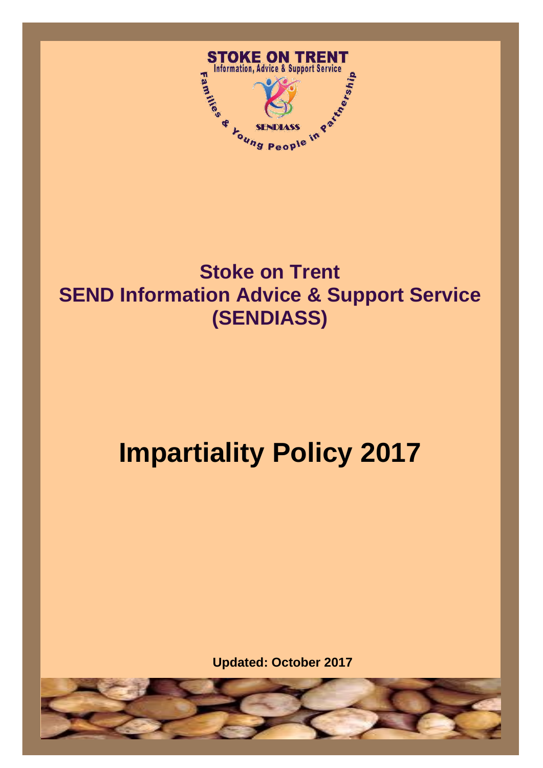STOKE ON TRENT
Information, Advice & Support Service
Families & Young People in Partnership
SENDIASS

# Stoke on Trent
# SEND Information Advice & Support Service (SENDIASS)

# Impartiality Policy 2017

**Updated: October 2017**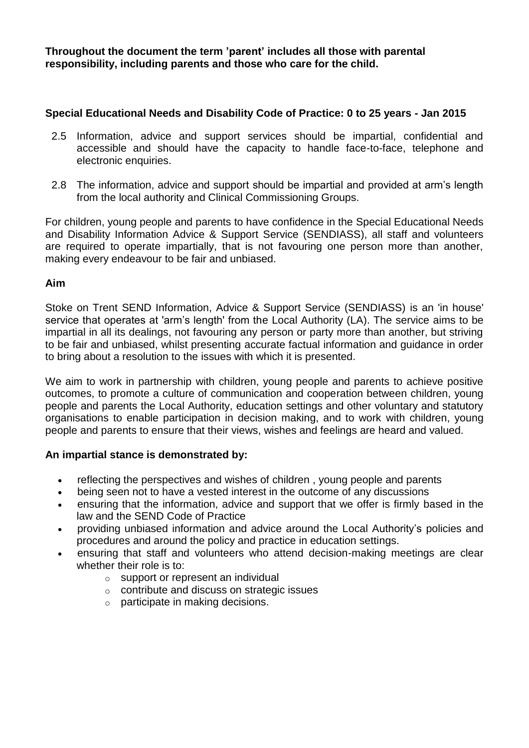**Throughout the document the term 'parent' includes all those with parental responsibility, including parents and those who care for the child.**

**Special Educational Needs and Disability Code of Practice: 0 to 25 years - Jan 2015**

2.5 Information, advice and support services should be impartial, confidential and accessible and should have the capacity to handle face-to-face, telephone and electronic enquiries.

2.8 The information, advice and support should be impartial and provided at arm's length from the local authority and Clinical Commissioning Groups.

For children, young people and parents to have confidence in the Special Educational Needs and Disability Information Advice & Support Service (SENDIASS), all staff and volunteers are required to operate impartially, that is not favouring one person more than another, making every endeavour to be fair and unbiased.

**Aim**

Stoke on Trent SEND Information, Advice & Support Service (SENDIASS) is an 'in house' service that operates at 'arm's length' from the Local Authority (LA). The service aims to be impartial in all its dealings, not favouring any person or party more than another, but striving to be fair and unbiased, whilst presenting accurate factual information and guidance in order to bring about a resolution to the issues with which it is presented.

We aim to work in partnership with children, young people and parents to achieve positive outcomes, to promote a culture of communication and cooperation between children, young people and parents the Local Authority, education settings and other voluntary and statutory organisations to enable participation in decision making, and to work with children, young people and parents to ensure that their views, wishes and feelings are heard and valued.

**An impartial stance is demonstrated by:**

- reflecting the perspectives and wishes of children , young people and parents
- being seen not to have a vested interest in the outcome of any discussions
- ensuring that the information, advice and support that we offer is firmly based in the law and the SEND Code of Practice
- providing unbiased information and advice around the Local Authority's policies and procedures and around the policy and practice in education settings.
- ensuring that staff and volunteers who attend decision-making meetings are clear whether their role is to:
  - support or represent an individual
  - contribute and discuss on strategic issues
  - participate in making decisions.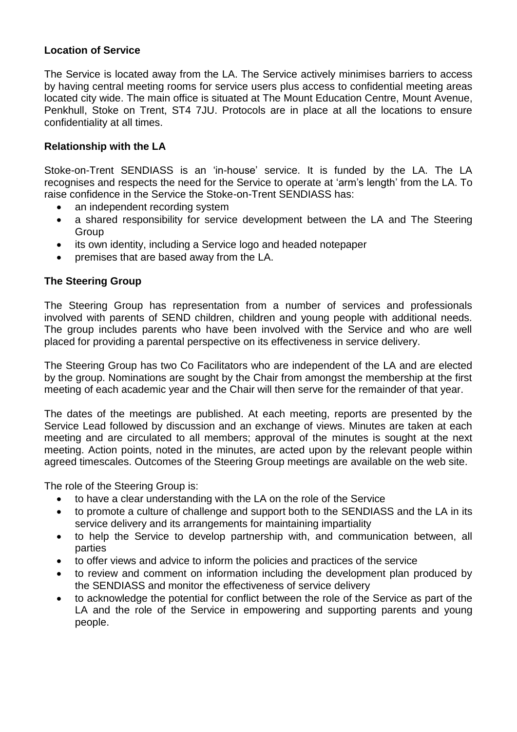**Location of Service**

The Service is located away from the LA. The Service actively minimises barriers to access by having central meeting rooms for service users plus access to confidential meeting areas located city wide. The main office is situated at The Mount Education Centre, Mount Avenue, Penkhull, Stoke on Trent, ST4 7JU. Protocols are in place at all the locations to ensure confidentiality at all times.

**Relationship with the LA**

Stoke-on-Trent SENDIASS is an 'in-house' service. It is funded by the LA. The LA recognises and respects the need for the Service to operate at 'arm's length' from the LA. To raise confidence in the Service the Stoke-on-Trent SENDIASS has:

- an independent recording system
- a shared responsibility for service development between the LA and The Steering Group
- its own identity, including a Service logo and headed notepaper
- premises that are based away from the LA.

**The Steering Group**

The Steering Group has representation from a number of services and professionals involved with parents of SEND children, children and young people with additional needs. The group includes parents who have been involved with the Service and who are well placed for providing a parental perspective on its effectiveness in service delivery.

The Steering Group has two Co Facilitators who are independent of the LA and are elected by the group. Nominations are sought by the Chair from amongst the membership at the first meeting of each academic year and the Chair will then serve for the remainder of that year.

The dates of the meetings are published. At each meeting, reports are presented by the Service Lead followed by discussion and an exchange of views. Minutes are taken at each meeting and are circulated to all members; approval of the minutes is sought at the next meeting. Action points, noted in the minutes, are acted upon by the relevant people within agreed timescales. Outcomes of the Steering Group meetings are available on the web site.

The role of the Steering Group is:

- to have a clear understanding with the LA on the role of the Service
- to promote a culture of challenge and support both to the SENDIASS and the LA in its service delivery and its arrangements for maintaining impartiality
- to help the Service to develop partnership with, and communication between, all parties
- to offer views and advice to inform the policies and practices of the service
- to review and comment on information including the development plan produced by the SENDIASS and monitor the effectiveness of service delivery
- to acknowledge the potential for conflict between the role of the Service as part of the LA and the role of the Service in empowering and supporting parents and young people.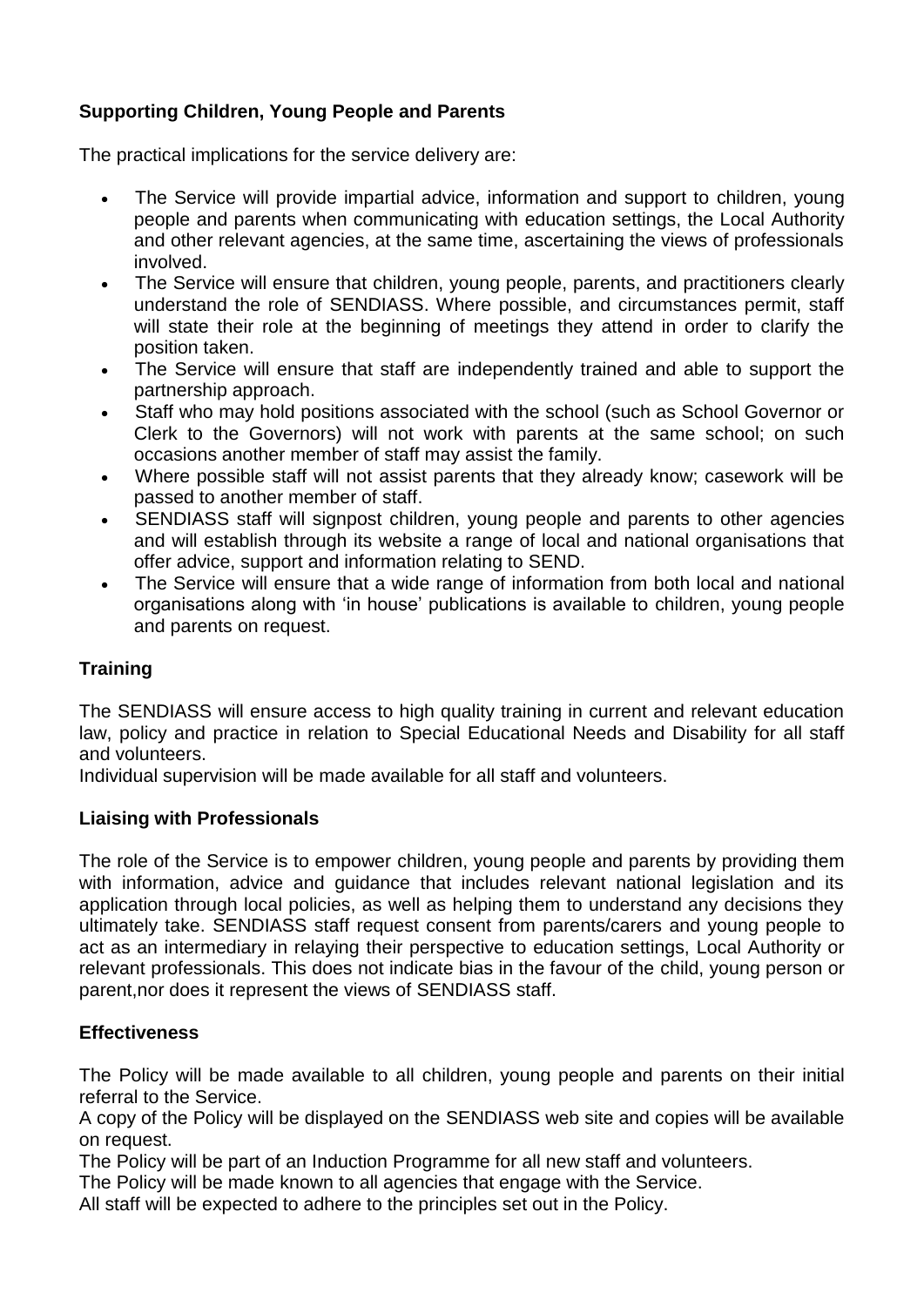## Supporting Children, Young People and Parents

The practical implications for the service delivery are:

- The Service will provide impartial advice, information and support to children, young people and parents when communicating with education settings, the Local Authority and other relevant agencies, at the same time, ascertaining the views of professionals involved.
- The Service will ensure that children, young people, parents, and practitioners clearly understand the role of SENDIASS. Where possible, and circumstances permit, staff will state their role at the beginning of meetings they attend in order to clarify the position taken.
- The Service will ensure that staff are independently trained and able to support the partnership approach.
- Staff who may hold positions associated with the school (such as School Governor or Clerk to the Governors) will not work with parents at the same school; on such occasions another member of staff may assist the family.
- Where possible staff will not assist parents that they already know; casework will be passed to another member of staff.
- SENDIASS staff will signpost children, young people and parents to other agencies and will establish through its website a range of local and national organisations that offer advice, support and information relating to SEND.
- The Service will ensure that a wide range of information from both local and national organisations along with 'in house' publications is available to children, young people and parents on request.

## Training

The SENDIASS will ensure access to high quality training in current and relevant education law, policy and practice in relation to Special Educational Needs and Disability for all staff and volunteers.

Individual supervision will be made available for all staff and volunteers.

## Liaising with Professionals

The role of the Service is to empower children, young people and parents by providing them with information, advice and guidance that includes relevant national legislation and its application through local policies, as well as helping them to understand any decisions they ultimately take. SENDIASS staff request consent from parents/carers and young people to act as an intermediary in relaying their perspective to education settings, Local Authority or relevant professionals. This does not indicate bias in the favour of the child, young person or parent,nor does it represent the views of SENDIASS staff.

## Effectiveness

The Policy will be made available to all children, young people and parents on their initial referral to the Service.

A copy of the Policy will be displayed on the SENDIASS web site and copies will be available on request.

The Policy will be part of an Induction Programme for all new staff and volunteers.

The Policy will be made known to all agencies that engage with the Service.

All staff will be expected to adhere to the principles set out in the Policy.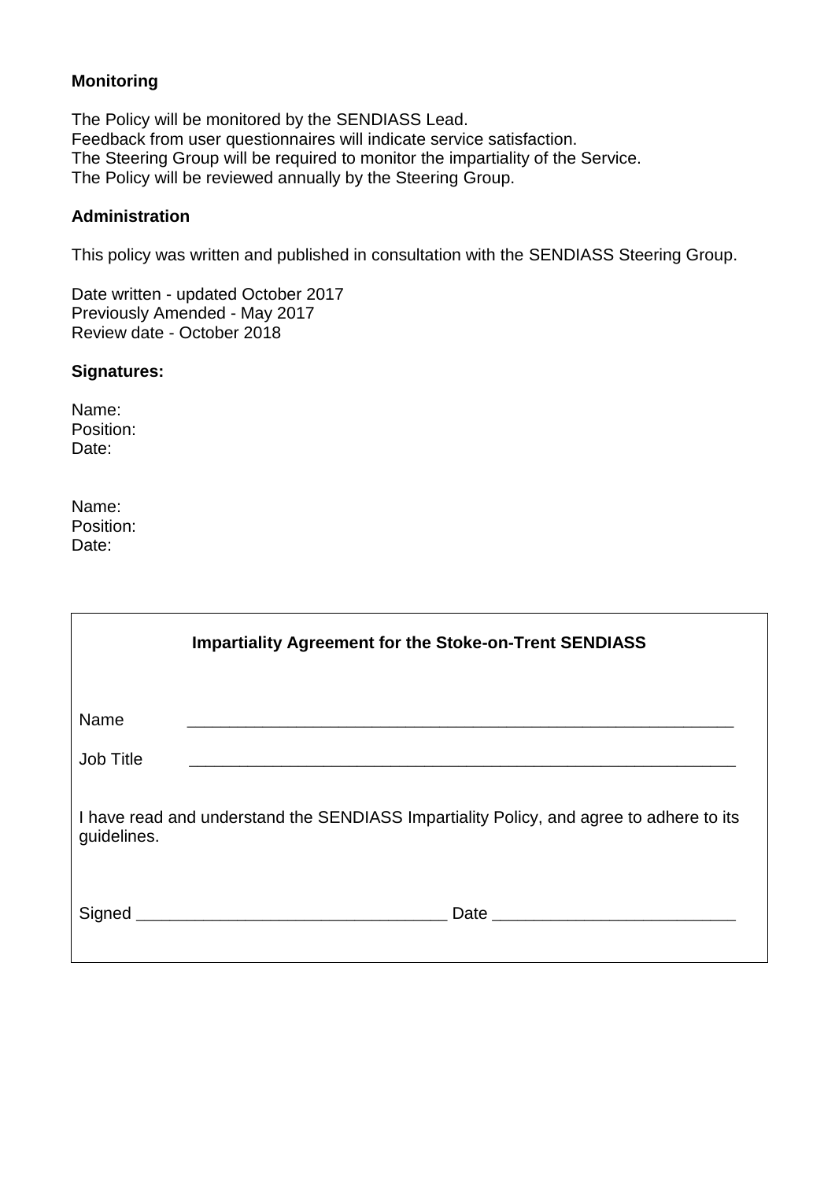**Monitoring**

The Policy will be monitored by the SENDIASS Lead.
Feedback from user questionnaires will indicate service satisfaction.
The Steering Group will be required to monitor the impartiality of the Service.
The Policy will be reviewed annually by the Steering Group.

**Administration**

This policy was written and published in consultation with the SENDIASS Steering Group.

Date written - updated October 2017
Previously Amended - May 2017
Review date - October 2018

**Signatures:**

Name:
Position:
Date:

Name:
Position:
Date:

**Impartiality Agreement for the Stoke-on-Trent SENDIASS**

Name ______________________________________________________________

Job Title ______________________________________________________________

I have read and understand the SENDIASS Impartiality Policy, and agree to adhere to its guidelines.

Signed _________________________________ Date __________________________